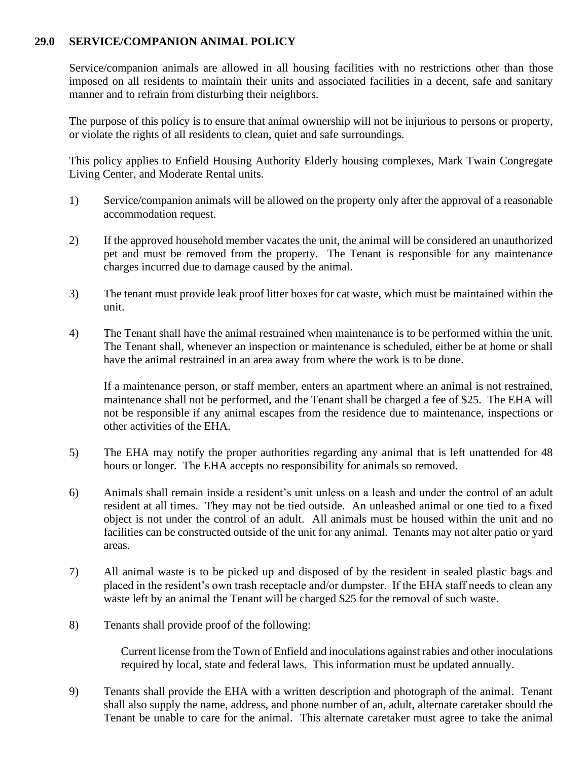## 29.0 SERVICE/COMPANION ANIMAL POLICY

Service/companion animals are allowed in all housing facilities with no restrictions other than those imposed on all residents to maintain their units and associated facilities in a decent, safe and sanitary manner and to refrain from disturbing their neighbors.

The purpose of this policy is to ensure that animal ownership will not be injurious to persons or property, or violate the rights of all residents to clean, quiet and safe surroundings.

This policy applies to Enfield Housing Authority Elderly housing complexes, Mark Twain Congregate Living Center, and Moderate Rental units.

1) Service/companion animals will be allowed on the property only after the approval of a reasonable accommodation request.

2) If the approved household member vacates the unit, the animal will be considered an unauthorized pet and must be removed from the property. The Tenant is responsible for any maintenance charges incurred due to damage caused by the animal.

3) The tenant must provide leak proof litter boxes for cat waste, which must be maintained within the unit.

4) The Tenant shall have the animal restrained when maintenance is to be performed within the unit. The Tenant shall, whenever an inspection or maintenance is scheduled, either be at home or shall have the animal restrained in an area away from where the work is to be done.

   If a maintenance person, or staff member, enters an apartment where an animal is not restrained, maintenance shall not be performed, and the Tenant shall be charged a fee of $25. The EHA will not be responsible if any animal escapes from the residence due to maintenance, inspections or other activities of the EHA.

5) The EHA may notify the proper authorities regarding any animal that is left unattended for 48 hours or longer. The EHA accepts no responsibility for animals so removed.

6) Animals shall remain inside a resident's unit unless on a leash and under the control of an adult resident at all times. They may not be tied outside. An unleashed animal or one tied to a fixed object is not under the control of an adult. All animals must be housed within the unit and no facilities can be constructed outside of the unit for any animal. Tenants may not alter patio or yard areas.

7) All animal waste is to be picked up and disposed of by the resident in sealed plastic bags and placed in the resident's own trash receptacle and/or dumpster. If the EHA staff needs to clean any waste left by an animal the Tenant will be charged $25 for the removal of such waste.

8) Tenants shall provide proof of the following:

   Current license from the Town of Enfield and inoculations against rabies and other inoculations required by local, state and federal laws. This information must be updated annually.

9) Tenants shall provide the EHA with a written description and photograph of the animal. Tenant shall also supply the name, address, and phone number of an, adult, alternate caretaker should the Tenant be unable to care for the animal. This alternate caretaker must agree to take the animal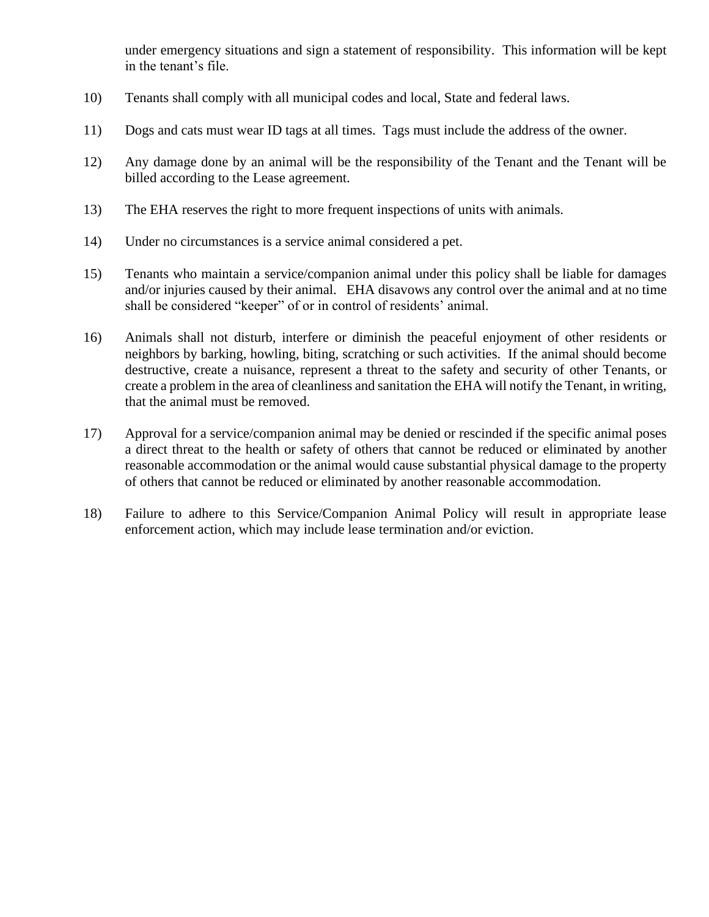under emergency situations and sign a statement of responsibility. This information will be kept in the tenant's file.

10) Tenants shall comply with all municipal codes and local, State and federal laws.

11) Dogs and cats must wear ID tags at all times. Tags must include the address of the owner.

12) Any damage done by an animal will be the responsibility of the Tenant and the Tenant will be billed according to the Lease agreement.

13) The EHA reserves the right to more frequent inspections of units with animals.

14) Under no circumstances is a service animal considered a pet.

15) Tenants who maintain a service/companion animal under this policy shall be liable for damages and/or injuries caused by their animal. EHA disavows any control over the animal and at no time shall be considered "keeper" of or in control of residents' animal.

16) Animals shall not disturb, interfere or diminish the peaceful enjoyment of other residents or neighbors by barking, howling, biting, scratching or such activities. If the animal should become destructive, create a nuisance, represent a threat to the safety and security of other Tenants, or create a problem in the area of cleanliness and sanitation the EHA will notify the Tenant, in writing, that the animal must be removed.

17) Approval for a service/companion animal may be denied or rescinded if the specific animal poses a direct threat to the health or safety of others that cannot be reduced or eliminated by another reasonable accommodation or the animal would cause substantial physical damage to the property of others that cannot be reduced or eliminated by another reasonable accommodation.

18) Failure to adhere to this Service/Companion Animal Policy will result in appropriate lease enforcement action, which may include lease termination and/or eviction.